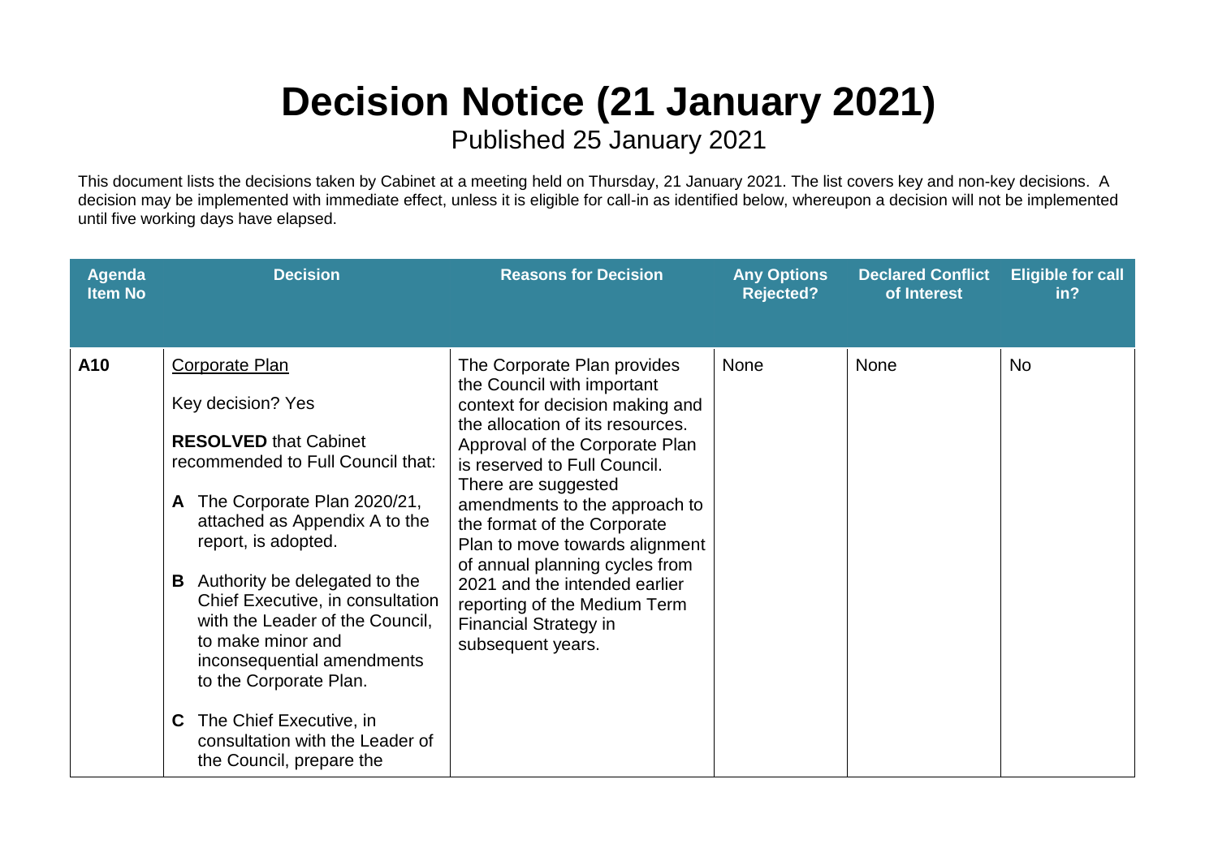# Decision Notice (21 January 2021)

Published 25 January 2021

This document lists the decisions taken by Cabinet at a meeting held on Thursday, 21 January 2021. The list covers key and non-key decisions. A decision may be implemented with immediate effect, unless it is eligible for call-in as identified below, whereupon a decision will not be implemented until five working days have elapsed.

| Agenda Item No | Decision | Reasons for Decision | Any Options Rejected? | Declared Conflict of Interest | Eligible for call in? |
|---|---|---|---|---|---|
| **A10** | Corporate Plan<br><br>Key decision? Yes<br><br>**RESOLVED** that Cabinet recommended to Full Council that:<br><br>**A** The Corporate Plan 2020/21, attached as Appendix A to the report, is adopted.<br><br>**B** Authority be delegated to the Chief Executive, in consultation with the Leader of the Council, to make minor and inconsequential amendments to the Corporate Plan.<br><br>**C** The Chief Executive, in consultation with the Leader of the Council, prepare the | The Corporate Plan provides the Council with important context for decision making and the allocation of its resources. Approval of the Corporate Plan is reserved to Full Council. There are suggested amendments to the approach to the format of the Corporate Plan to move towards alignment of annual planning cycles from 2021 and the intended earlier reporting of the Medium Term Financial Strategy in subsequent years. | None | None | No |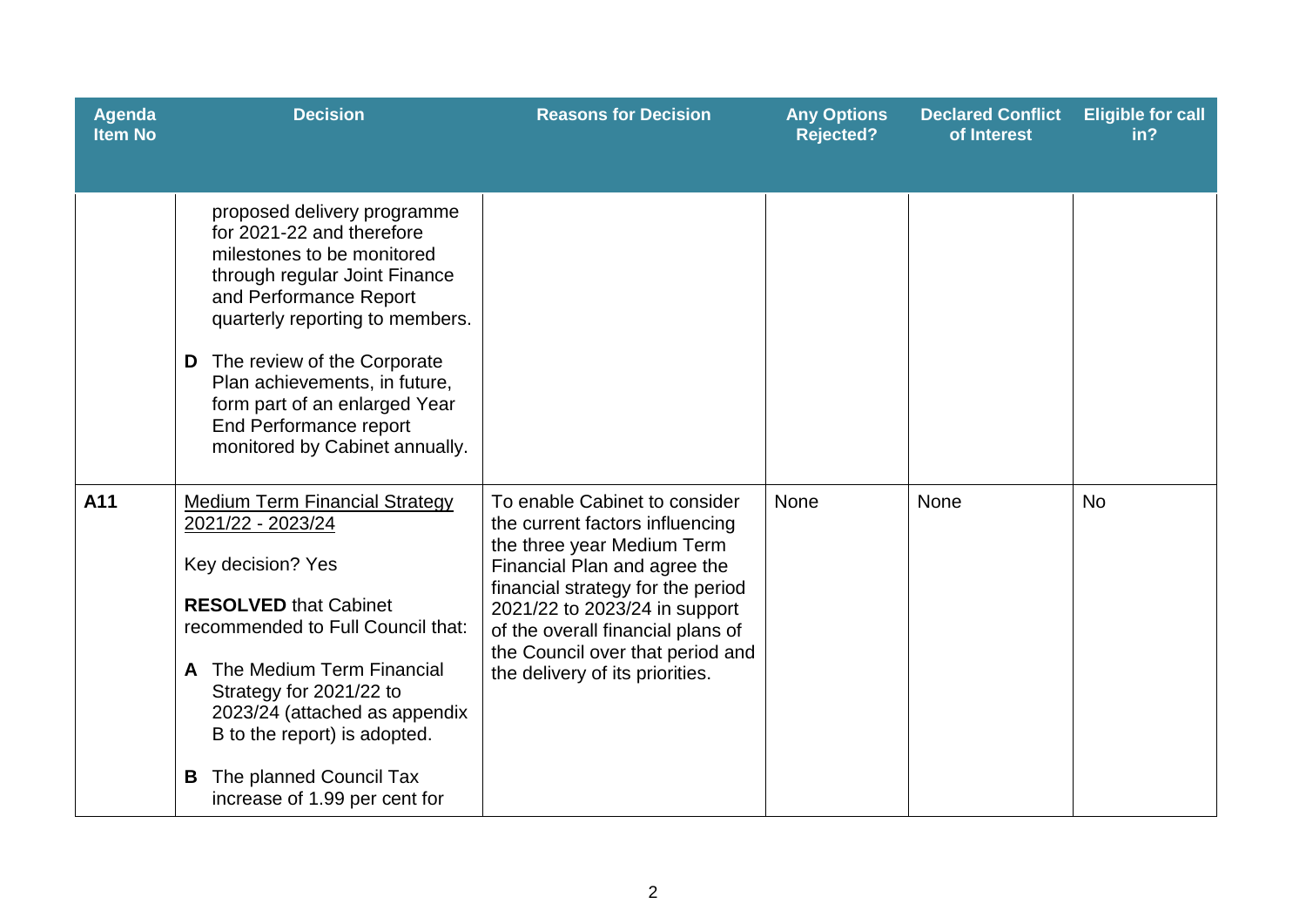| Agenda Item No | Decision | Reasons for Decision | Any Options Rejected? | Declared Conflict of Interest | Eligible for call in? |
|---|---|---|---|---|---|
| | proposed delivery programme for 2021-22 and therefore milestones to be monitored through regular Joint Finance and Performance Report quarterly reporting to members.<br><br>**D** The review of the Corporate Plan achievements, in future, form part of an enlarged Year End Performance report monitored by Cabinet annually. | | | | |
| **A11** | <u>Medium Term Financial Strategy 2021/22 - 2023/24</u><br><br>Key decision? Yes<br><br>**RESOLVED** that Cabinet recommended to Full Council that:<br><br>**A** The Medium Term Financial Strategy for 2021/22 to 2023/24 (attached as appendix B to the report) is adopted.<br><br>**B** The planned Council Tax increase of 1.99 per cent for | To enable Cabinet to consider the current factors influencing the three year Medium Term Financial Plan and agree the financial strategy for the period 2021/22 to 2023/24 in support of the overall financial plans of the Council over that period and the delivery of its priorities. | None | None | No |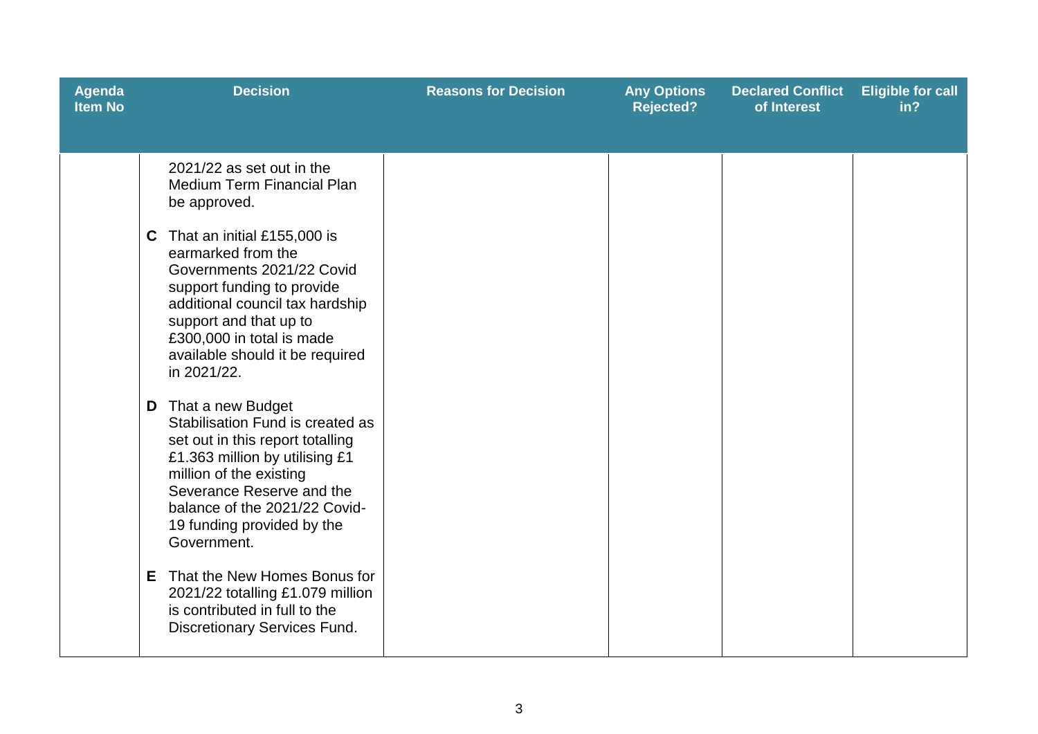| Agenda Item No | Decision | Reasons for Decision | Any Options Rejected? | Declared Conflict of Interest | Eligible for call in? |
|---|---|---|---|---|---|
| | 2021/22 as set out in the Medium Term Financial Plan be approved.<br><br>**C** That an initial £155,000 is earmarked from the Governments 2021/22 Covid support funding to provide additional council tax hardship support and that up to £300,000 in total is made available should it be required in 2021/22.<br><br>**D** That a new Budget Stabilisation Fund is created as set out in this report totalling £1.363 million by utilising £1 million of the existing Severance Reserve and the balance of the 2021/22 Covid-19 funding provided by the Government.<br><br>**E** That the New Homes Bonus for 2021/22 totalling £1.079 million is contributed in full to the Discretionary Services Fund. | | | | |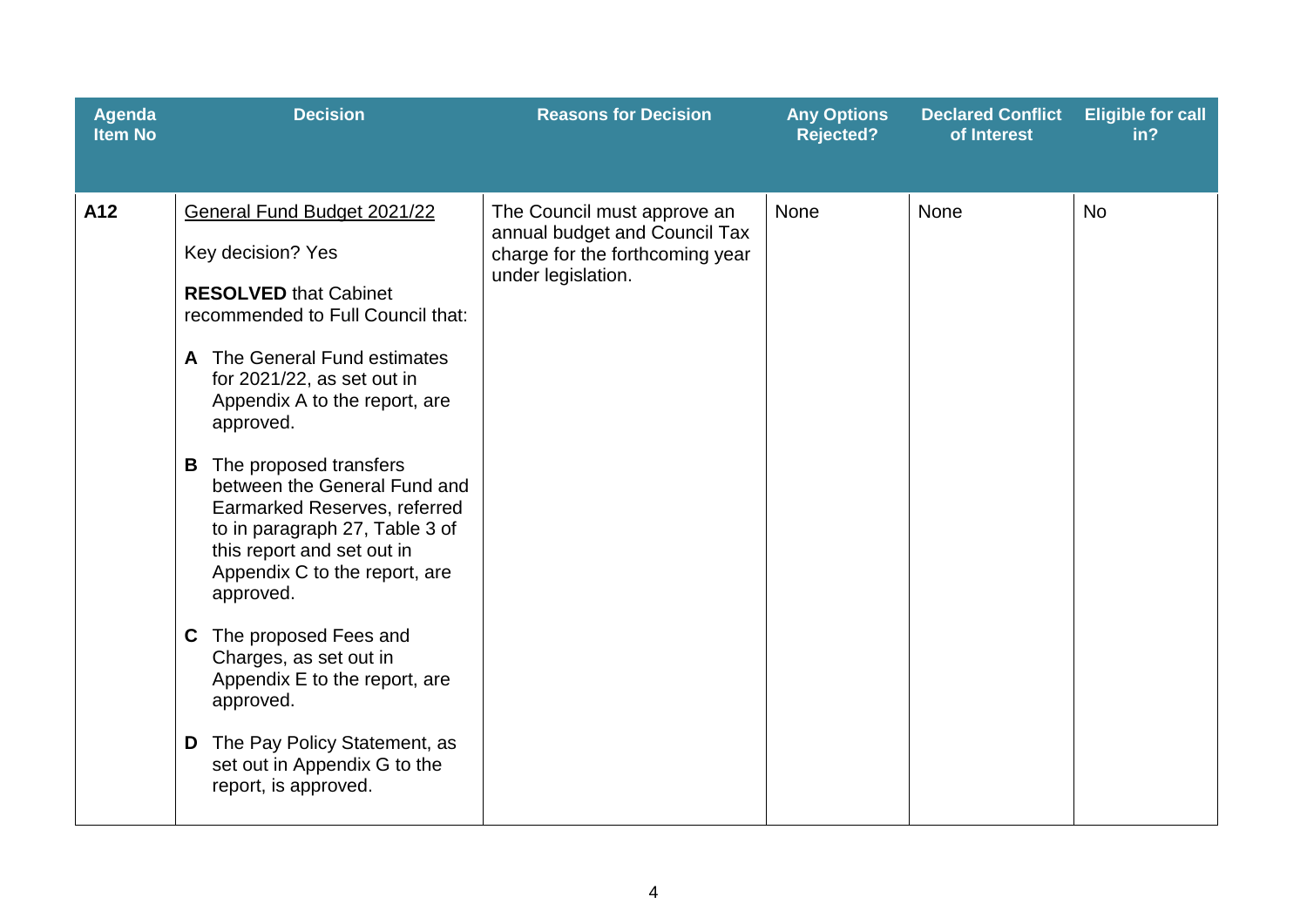| Agenda Item No | Decision | Reasons for Decision | Any Options Rejected? | Declared Conflict of Interest | Eligible for call in? |
| --- | --- | --- | --- | --- | --- |
| **A12** | General Fund Budget 2021/22<br><br>Key decision? Yes<br><br>**RESOLVED** that Cabinet recommended to Full Council that:<br><br>**A** The General Fund estimates for 2021/22, as set out in Appendix A to the report, are approved.<br><br>**B** The proposed transfers between the General Fund and Earmarked Reserves, referred to in paragraph 27, Table 3 of this report and set out in Appendix C to the report, are approved.<br><br>**C** The proposed Fees and Charges, as set out in Appendix E to the report, are approved.<br><br>**D** The Pay Policy Statement, as set out in Appendix G to the report, is approved. | The Council must approve an annual budget and Council Tax charge for the forthcoming year under legislation. | None | None | No |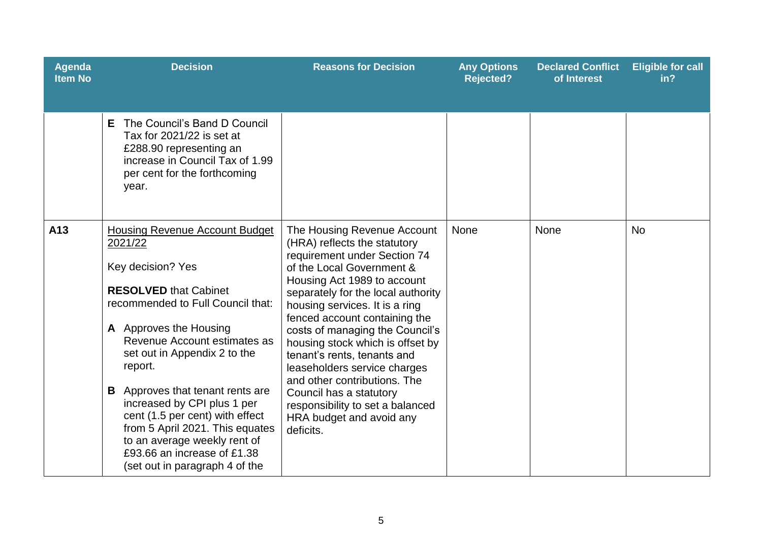| Agenda Item No | Decision | Reasons for Decision | Any Options Rejected? | Declared Conflict of Interest | Eligible for call in? |
|---|---|---|---|---|---|
| | **E** The Council's Band D Council Tax for 2021/22 is set at £288.90 representing an increase in Council Tax of 1.99 per cent for the forthcoming year. | | | | |
| **A13** | <u>Housing Revenue Account Budget 2021/22</u><br><br>Key decision? Yes<br><br>**RESOLVED** that Cabinet recommended to Full Council that:<br><br>**A** Approves the Housing Revenue Account estimates as set out in Appendix 2 to the report.<br><br>**B** Approves that tenant rents are increased by CPI plus 1 per cent (1.5 per cent) with effect from 5 April 2021. This equates to an average weekly rent of £93.66 an increase of £1.38 (set out in paragraph 4 of the | The Housing Revenue Account (HRA) reflects the statutory requirement under Section 74 of the Local Government & Housing Act 1989 to account separately for the local authority housing services. It is a ring fenced account containing the costs of managing the Council's housing stock which is offset by tenant's rents, tenants and leaseholders service charges and other contributions. The Council has a statutory responsibility to set a balanced HRA budget and avoid any deficits. | None | None | No |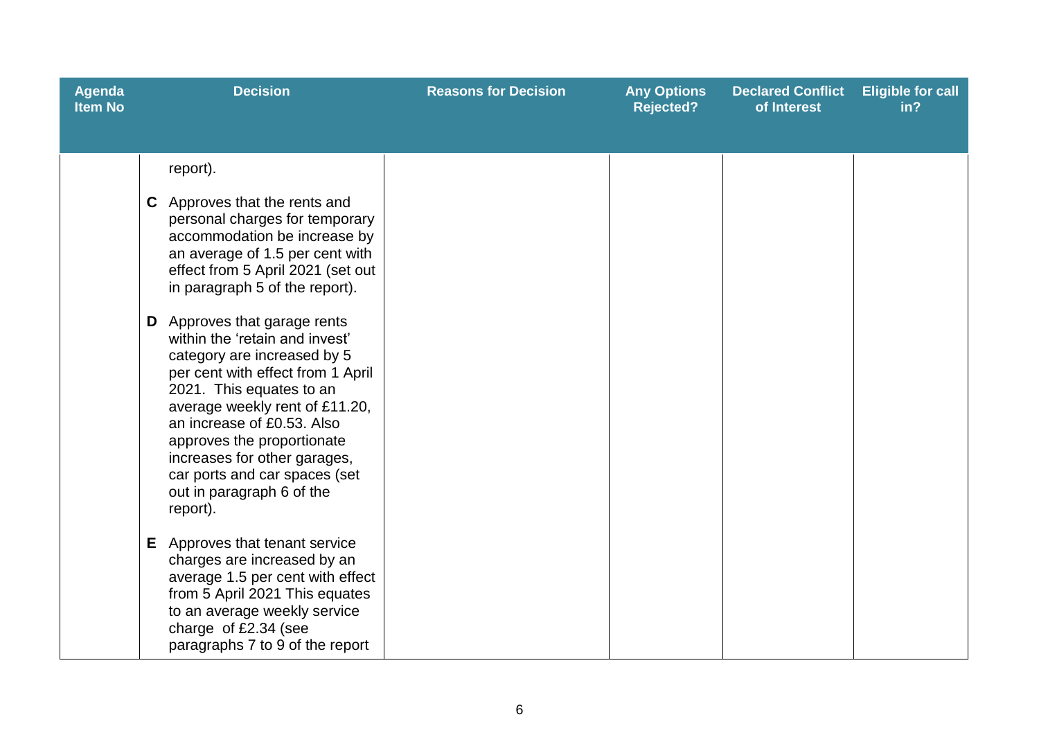| Agenda Item No | Decision | Reasons for Decision | Any Options Rejected? | Declared Conflict of Interest | Eligible for call in? |
|---|---|---|---|---|---|
| | report).<br><br>**C** Approves that the rents and personal charges for temporary accommodation be increase by an average of 1.5 per cent with effect from 5 April 2021 (set out in paragraph 5 of the report).<br><br>**D** Approves that garage rents within the 'retain and invest' category are increased by 5 per cent with effect from 1 April 2021. This equates to an average weekly rent of £11.20, an increase of £0.53. Also approves the proportionate increases for other garages, car ports and car spaces (set out in paragraph 6 of the report).<br><br>**E** Approves that tenant service charges are increased by an average 1.5 per cent with effect from 5 April 2021 This equates to an average weekly service charge of £2.34 (see paragraphs 7 to 9 of the report | | | | |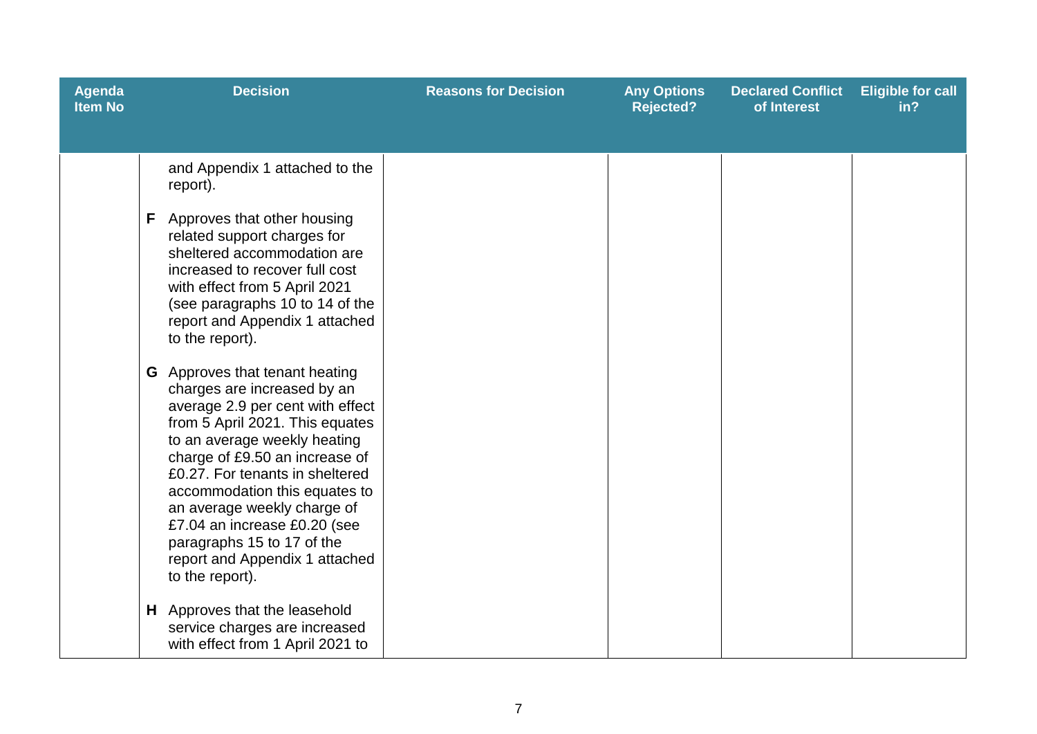| Agenda Item No | Decision | Reasons for Decision | Any Options Rejected? | Declared Conflict of Interest | Eligible for call in? |
|---|---|---|---|---|---|
| | and Appendix 1 attached to the report).<br><br>**F** Approves that other housing related support charges for sheltered accommodation are increased to recover full cost with effect from 5 April 2021 (see paragraphs 10 to 14 of the report and Appendix 1 attached to the report).<br><br>**G** Approves that tenant heating charges are increased by an average 2.9 per cent with effect from 5 April 2021. This equates to an average weekly heating charge of £9.50 an increase of £0.27. For tenants in sheltered accommodation this equates to an average weekly charge of £7.04 an increase £0.20 (see paragraphs 15 to 17 of the report and Appendix 1 attached to the report).<br><br>**H** Approves that the leasehold service charges are increased with effect from 1 April 2021 to | | | | |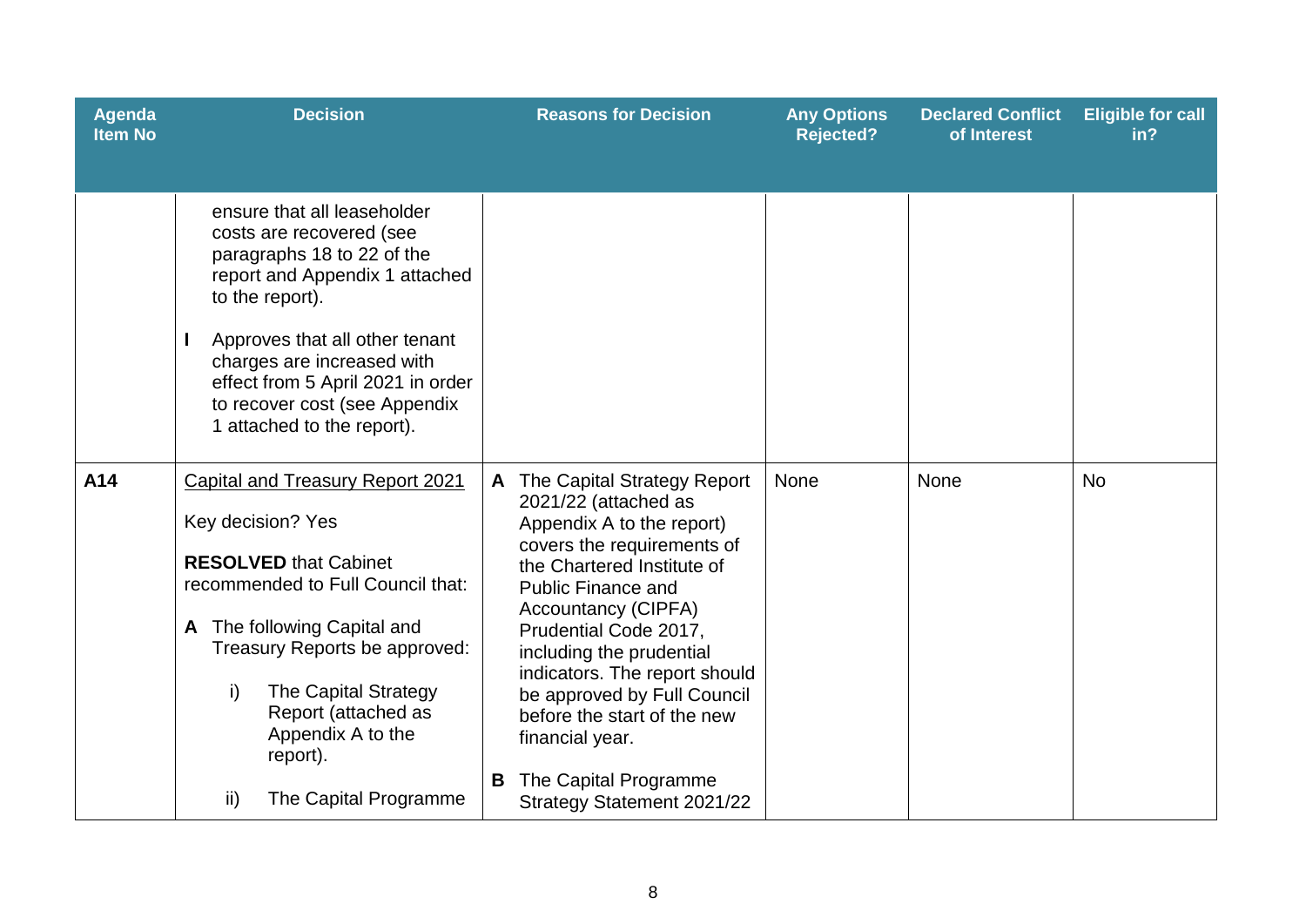| Agenda Item No | Decision | Reasons for Decision | Any Options Rejected? | Declared Conflict of Interest | Eligible for call in? |
|---|---|---|---|---|---|
| | ensure that all leaseholder costs are recovered (see paragraphs 18 to 22 of the report and Appendix 1 attached to the report).<br><br>**I** Approves that all other tenant charges are increased with effect from 5 April 2021 in order to recover cost (see Appendix 1 attached to the report). | | | | |
| **A14** | Capital and Treasury Report 2021<br><br>Key decision? Yes<br><br>**RESOLVED** that Cabinet recommended to Full Council that:<br><br>**A** The following Capital and Treasury Reports be approved:<br><br>i) The Capital Strategy Report (attached as Appendix A to the report).<br><br>ii) The Capital Programme | **A** The Capital Strategy Report 2021/22 (attached as Appendix A to the report) covers the requirements of the Chartered Institute of Public Finance and Accountancy (CIPFA) Prudential Code 2017, including the prudential indicators. The report should be approved by Full Council before the start of the new financial year.<br><br>**B** The Capital Programme Strategy Statement 2021/22 | None | None | No |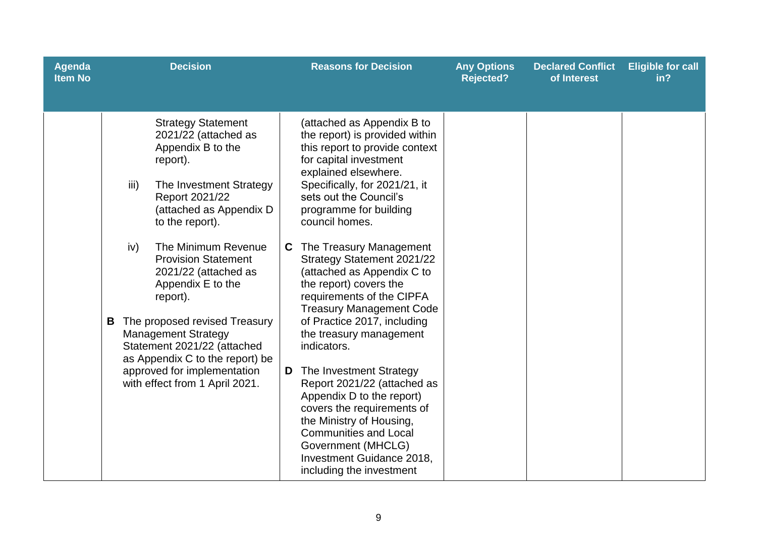| Agenda Item No | Decision | Reasons for Decision | Any Options Rejected? | Declared Conflict of Interest | Eligible for call in? |
| --- | --- | --- | --- | --- | --- |
| | Strategy Statement 2021/22 (attached as Appendix B to the report).<br><br>iii) The Investment Strategy Report 2021/22 (attached as Appendix D to the report).<br><br>iv) The Minimum Revenue Provision Statement 2021/22 (attached as Appendix E to the report).<br><br>**B** The proposed revised Treasury Management Strategy Statement 2021/22 (attached as Appendix C to the report) be approved for implementation with effect from 1 April 2021. | (attached as Appendix B to the report) is provided within this report to provide context for capital investment explained elsewhere. Specifically, for 2021/21, it sets out the Council's programme for building council homes.<br><br>**C** The Treasury Management Strategy Statement 2021/22 (attached as Appendix C to the report) covers the requirements of the CIPFA Treasury Management Code of Practice 2017, including the treasury management indicators.<br><br>**D** The Investment Strategy Report 2021/22 (attached as Appendix D to the report) covers the requirements of the Ministry of Housing, Communities and Local Government (MHCLG) Investment Guidance 2018, including the investment | | | |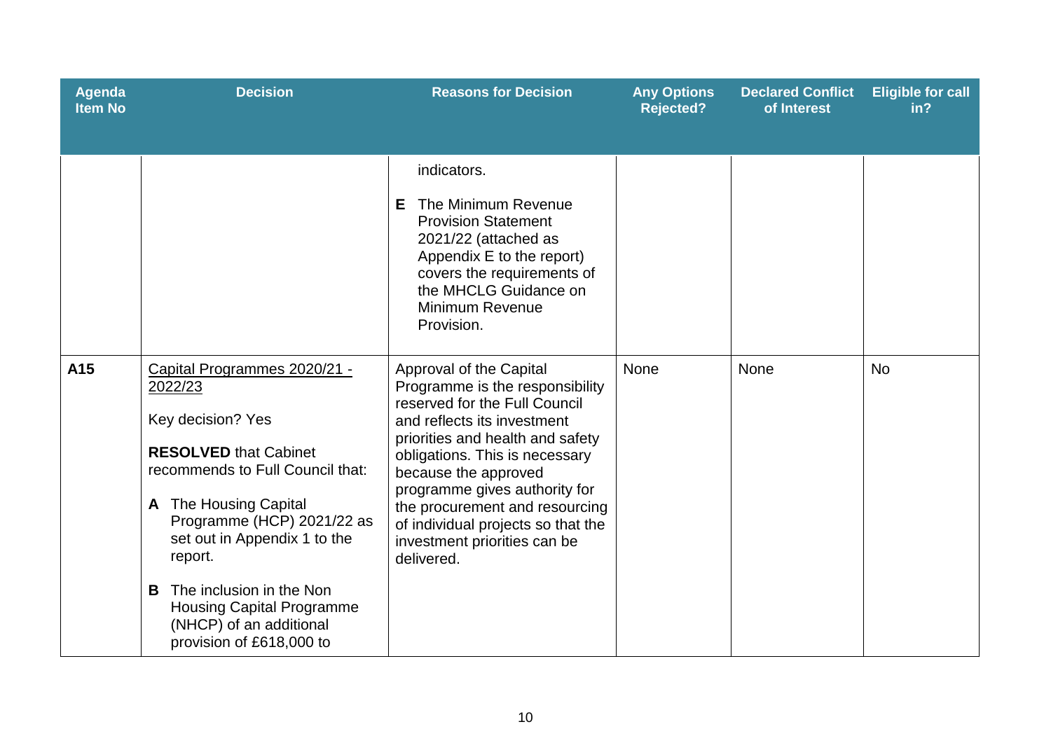| Agenda Item No | Decision | Reasons for Decision | Any Options Rejected? | Declared Conflict of Interest | Eligible for call in? |
|---|---|---|---|---|---|
| | | indicators.<br><br>**E** The Minimum Revenue Provision Statement 2021/22 (attached as Appendix E to the report) covers the requirements of the MHCLG Guidance on Minimum Revenue Provision. | | | |
| **A15** | Capital Programmes 2020/21 - 2022/23<br><br>Key decision? Yes<br><br>**RESOLVED** that Cabinet recommends to Full Council that:<br><br>**A** The Housing Capital Programme (HCP) 2021/22 as set out in Appendix 1 to the report.<br><br>**B** The inclusion in the Non Housing Capital Programme (NHCP) of an additional provision of £618,000 to | Approval of the Capital Programme is the responsibility reserved for the Full Council and reflects its investment priorities and health and safety obligations. This is necessary because the approved programme gives authority for the procurement and resourcing of individual projects so that the investment priorities can be delivered. | None | None | No |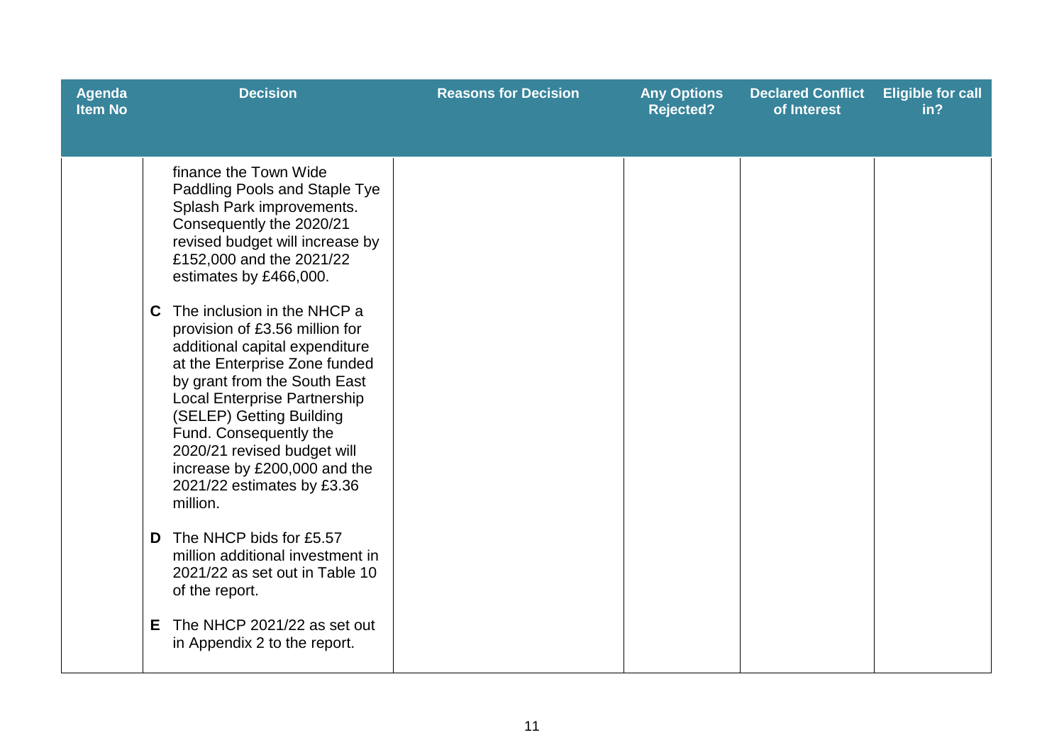| Agenda Item No | Decision | Reasons for Decision | Any Options Rejected? | Declared Conflict of Interest | Eligible for call in? |
|---|---|---|---|---|---|
| | finance the Town Wide Paddling Pools and Staple Tye Splash Park improvements. Consequently the 2020/21 revised budget will increase by £152,000 and the 2021/22 estimates by £466,000.<br><br>**C** The inclusion in the NHCP a provision of £3.56 million for additional capital expenditure at the Enterprise Zone funded by grant from the South East Local Enterprise Partnership (SELEP) Getting Building Fund. Consequently the 2020/21 revised budget will increase by £200,000 and the 2021/22 estimates by £3.36 million.<br><br>**D** The NHCP bids for £5.57 million additional investment in 2021/22 as set out in Table 10 of the report.<br><br>**E** The NHCP 2021/22 as set out in Appendix 2 to the report. | | | | |